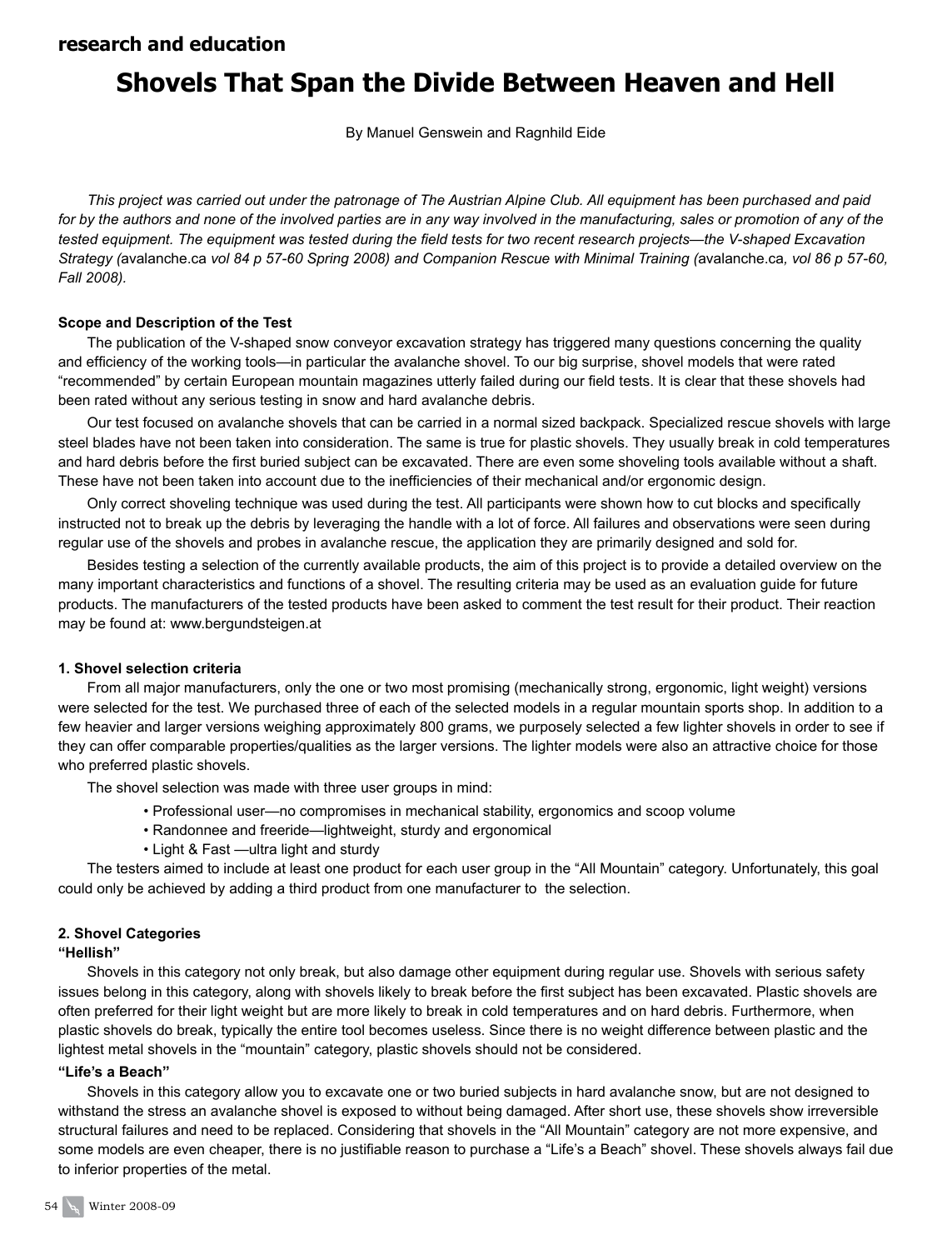research and education

# Shovels That Span the Divide Between Heaven and Hell

By Manuel Genswein and Ragnhild Eide

*This project was carried out under the patronage of The Austrian Alpine Club. All equipment has been purchased and paid for by the authors and none of the involved parties are in any way involved in the manufacturing, sales or promotion of any of the tested equipment. The equipment was tested during the field tests for two recent research projects—the V-shaped Excavation Strategy (*avalanche.ca *vol 84 p 57-60 Spring 2008) and Companion Rescue with Minimal Training (*avalanche.ca*, vol 86 p 57-60, Fall 2008).*

### Scope and Description of the Test

The publication of the V-shaped snow conveyor excavation strategy has triggered many questions concerning the quality and efficiency of the working tools—in particular the avalanche shovel. To our big surprise, shovel models that were rated "recommended" by certain European mountain magazines utterly failed during our field tests. It is clear that these shovels had been rated without any serious testing in snow and hard avalanche debris.

Our test focused on avalanche shovels that can be carried in a normal sized backpack. Specialized rescue shovels with large steel blades have not been taken into consideration. The same is true for plastic shovels. They usually break in cold temperatures and hard debris before the first buried subject can be excavated. There are even some shoveling tools available without a shaft. These have not been taken into account due to the inefficiencies of their mechanical and/or ergonomic design.

Only correct shoveling technique was used during the test. All participants were shown how to cut blocks and specifically instructed not to break up the debris by leveraging the handle with a lot of force. All failures and observations were seen during regular use of the shovels and probes in avalanche rescue, the application they are primarily designed and sold for.

Besides testing a selection of the currently available products, the aim of this project is to provide a detailed overview on the many important characteristics and functions of a shovel. The resulting criteria may be used as an evaluation guide for future products. The manufacturers of the tested products have been asked to comment the test result for their product. Their reaction may be found at: www.bergundsteigen.at

### 1. Shovel selection criteria

From all major manufacturers, only the one or two most promising (mechanically strong, ergonomic, light weight) versions were selected for the test. We purchased three of each of the selected models in a regular mountain sports shop. In addition to a few heavier and larger versions weighing approximately 800 grams, we purposely selected a few lighter shovels in order to see if they can offer comparable properties/qualities as the larger versions. The lighter models were also an attractive choice for those who preferred plastic shovels.

The shovel selection was made with three user groups in mind:

- Professional user—no compromises in mechanical stability, ergonomics and scoop volume
- Randonnee and freeride—lightweight, sturdy and ergonomical
- Light & Fast —ultra light and sturdy

The testers aimed to include at least one product for each user group in the "All Mountain" category. Unfortunately, this goal could only be achieved by adding a third product from one manufacturer to the selection.

### 2. Shovel Categories

#### "Hellish"

Shovels in this category not only break, but also damage other equipment during regular use. Shovels with serious safety issues belong in this category, along with shovels likely to break before the first subject has been excavated. Plastic shovels are often preferred for their light weight but are more likely to break in cold temperatures and on hard debris. Furthermore, when plastic shovels do break, typically the entire tool becomes useless. Since there is no weight difference between plastic and the lightest metal shovels in the "mountain" category, plastic shovels should not be considered.

#### "Life's a Beach"

Shovels in this category allow you to excavate one or two buried subjects in hard avalanche snow, but are not designed to withstand the stress an avalanche shovel is exposed to without being damaged. After short use, these shovels show irreversible structural failures and need to be replaced. Considering that shovels in the "All Mountain" category are not more expensive, and some models are even cheaper, there is no justifiable reason to purchase a "Life's a Beach" shovel. These shovels always fail due to inferior properties of the metal.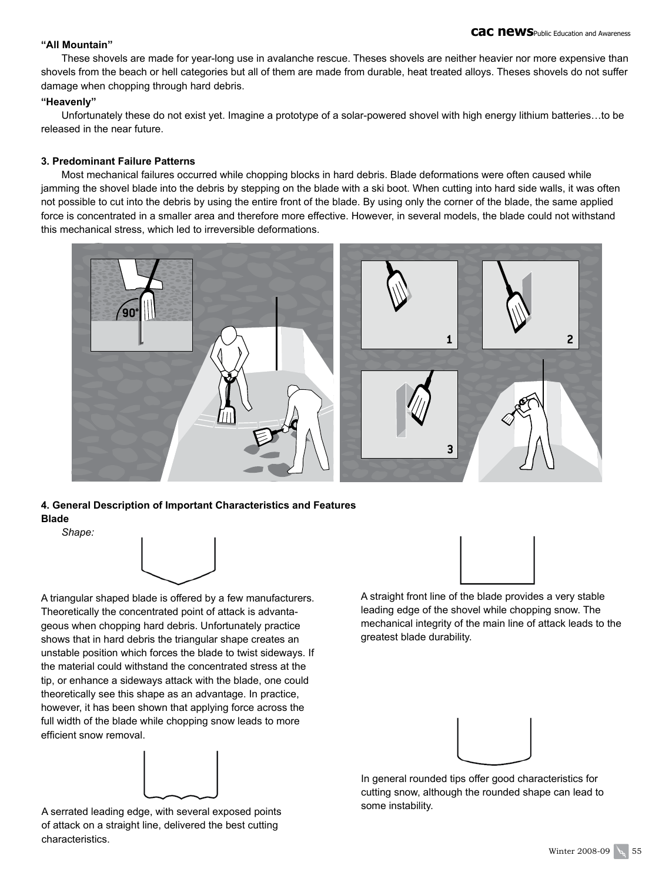**"All Mountain"**

These shovels are made for year-long use in avalanche rescue. Theses shovels are neither heavier nor more expensive than shovels from the beach or hell categories but all of them are made from durable, heat treated alloys. Theses shovels do not suffer damage when chopping through hard debris.

**"Heavenly"**

Unfortunately these do not exist yet. Imagine a prototype of a solar-powered shovel with high energy lithium batteries…to be released in the near future.

**3. Predominant Failure Patterns**

Most mechanical failures occurred while chopping blocks in hard debris. Blade deformations were often caused while jamming the shovel blade into the debris by stepping on the blade with a ski boot. When cutting into hard side walls, it was often not possible to cut into the debris by using the entire front of the blade. By using only the corner of the blade, the same applied force is concentrated in a smaller area and therefore more effective. However, in several models, the blade could not withstand this mechanical stress, which led to irreversible deformations.

**4. General Description of Important Characteristics and Features**

**Blade**

*Shape:*

A triangular shaped blade is offered by a few manufacturers. Theoretically the concentrated point of attack is advantageous when chopping hard debris. Unfortunately practice shows that in hard debris the triangular shape creates an unstable position which forces the blade to twist sideways. If the material could withstand the concentrated stress at the tip, or enhance a sideways attack with the blade, one could theoretically see this shape as an advantage. In practice, however, it has been shown that applying force across the full width of the blade while chopping snow leads to more efficient snow removal.

A serrated leading edge, with several exposed points of attack on a straight line, delivered the best cutting characteristics.

A straight front line of the blade provides a very stable leading edge of the shovel while chopping snow. The mechanical integrity of the main line of attack leads to the greatest blade durability.

In general rounded tips offer good characteristics for cutting snow, although the rounded shape can lead to some instability.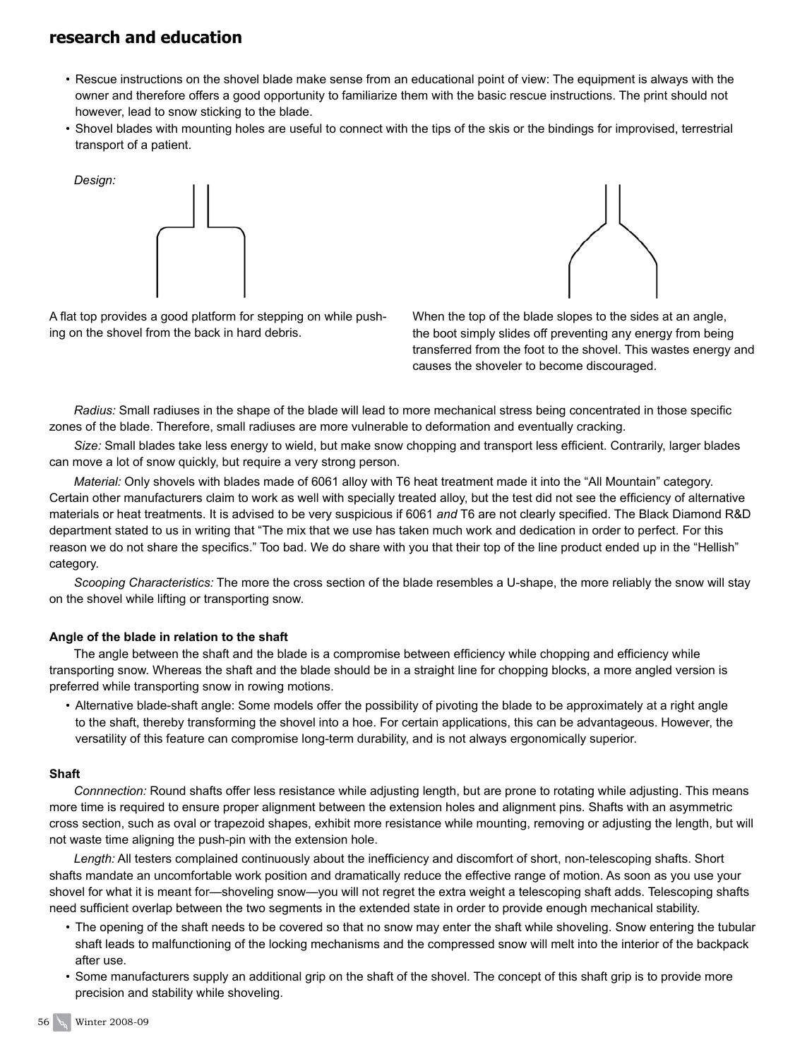## research and education

- Rescue instructions on the shovel blade make sense from an educational point of view: The equipment is always with the owner and therefore offers a good opportunity to familiarize them with the basic rescue instructions. The print should not however, lead to snow sticking to the blade.
- Shovel blades with mounting holes are useful to connect with the tips of the skis or the bindings for improvised, terrestrial transport of a patient.

*Design:*

A flat top provides a good platform for stepping on while pushing on the shovel from the back in hard debris.

When the top of the blade slopes to the sides at an angle, the boot simply slides off preventing any energy from being transferred from the foot to the shovel. This wastes energy and causes the shoveler to become discouraged.

*Radius:* Small radiuses in the shape of the blade will lead to more mechanical stress being concentrated in those specific zones of the blade. Therefore, small radiuses are more vulnerable to deformation and eventually cracking.

*Size:* Small blades take less energy to wield, but make snow chopping and transport less efficient. Contrarily, larger blades can move a lot of snow quickly, but require a very strong person.

*Material:* Only shovels with blades made of 6061 alloy with T6 heat treatment made it into the "All Mountain" category. Certain other manufacturers claim to work as well with specially treated alloy, but the test did not see the efficiency of alternative materials or heat treatments. It is advised to be very suspicious if 6061 *and* T6 are not clearly specified. The Black Diamond R&D department stated to us in writing that "The mix that we use has taken much work and dedication in order to perfect. For this reason we do not share the specifics." Too bad. We do share with you that their top of the line product ended up in the "Hellish" category.

*Scooping Characteristics:* The more the cross section of the blade resembles a U-shape, the more reliably the snow will stay on the shovel while lifting or transporting snow.

**Angle of the blade in relation to the shaft**

The angle between the shaft and the blade is a compromise between efficiency while chopping and efficiency while transporting snow. Whereas the shaft and the blade should be in a straight line for chopping blocks, a more angled version is preferred while transporting snow in rowing motions.

- Alternative blade-shaft angle: Some models offer the possibility of pivoting the blade to be approximately at a right angle to the shaft, thereby transforming the shovel into a hoe. For certain applications, this can be advantageous. However, the versatility of this feature can compromise long-term durability, and is not always ergonomically superior.

**Shaft**

*Connnection:* Round shafts offer less resistance while adjusting length, but are prone to rotating while adjusting. This means more time is required to ensure proper alignment between the extension holes and alignment pins. Shafts with an asymmetric cross section, such as oval or trapezoid shapes, exhibit more resistance while mounting, removing or adjusting the length, but will not waste time aligning the push-pin with the extension hole.

*Length:* All testers complained continuously about the inefficiency and discomfort of short, non-telescoping shafts. Short shafts mandate an uncomfortable work position and dramatically reduce the effective range of motion. As soon as you use your shovel for what it is meant for—shoveling snow—you will not regret the extra weight a telescoping shaft adds. Telescoping shafts need sufficient overlap between the two segments in the extended state in order to provide enough mechanical stability.

- The opening of the shaft needs to be covered so that no snow may enter the shaft while shoveling. Snow entering the tubular shaft leads to malfunctioning of the locking mechanisms and the compressed snow will melt into the interior of the backpack after use.
- Some manufacturers supply an additional grip on the shaft of the shovel. The concept of this shaft grip is to provide more precision and stability while shoveling.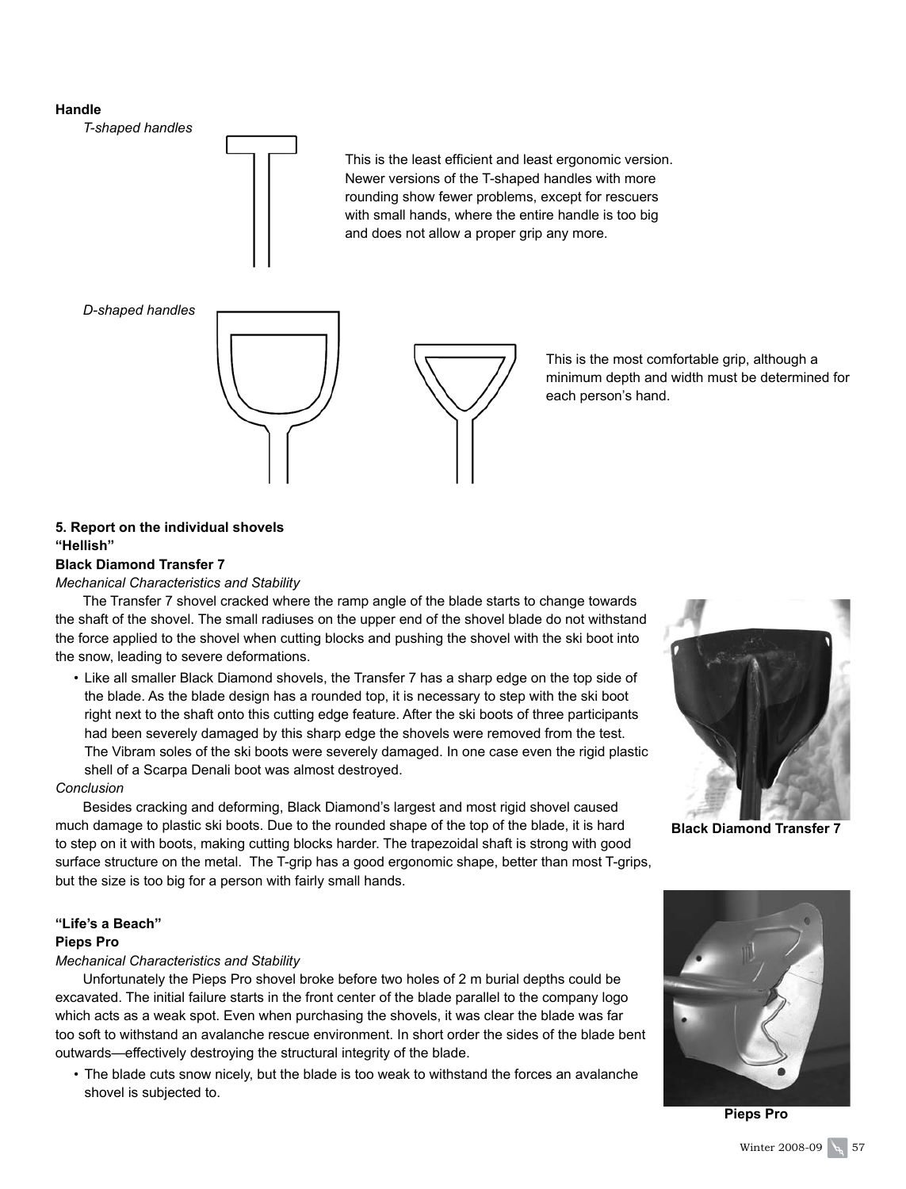**Handle**

*T-shaped handles*

This is the least efficient and least ergonomic version. Newer versions of the T-shaped handles with more rounding show fewer problems, except for rescuers with small hands, where the entire handle is too big and does not allow a proper grip any more.

*D-shaped handles*

This is the most comfortable grip, although a minimum depth and width must be determined for each person's hand.

**5. Report on the individual shovels**

**"Hellish"**

**Black Diamond Transfer 7**

*Mechanical Characteristics and Stability*

The Transfer 7 shovel cracked where the ramp angle of the blade starts to change towards the shaft of the shovel. The small radiuses on the upper end of the shovel blade do not withstand the force applied to the shovel when cutting blocks and pushing the shovel with the ski boot into the snow, leading to severe deformations.

- Like all smaller Black Diamond shovels, the Transfer 7 has a sharp edge on the top side of the blade. As the blade design has a rounded top, it is necessary to step with the ski boot right next to the shaft onto this cutting edge feature. After the ski boots of three participants had been severely damaged by this sharp edge the shovels were removed from the test. The Vibram soles of the ski boots were severely damaged. In one case even the rigid plastic shell of a Scarpa Denali boot was almost destroyed.

*Conclusion*

Besides cracking and deforming, Black Diamond's largest and most rigid shovel caused much damage to plastic ski boots. Due to the rounded shape of the top of the blade, it is hard to step on it with boots, making cutting blocks harder. The trapezoidal shaft is strong with good surface structure on the metal. The T-grip has a good ergonomic shape, better than most T-grips, but the size is too big for a person with fairly small hands.

**Black Diamond Transfer 7**

**"Life's a Beach"**

**Pieps Pro**

*Mechanical Characteristics and Stability*

Unfortunately the Pieps Pro shovel broke before two holes of 2 m burial depths could be excavated. The initial failure starts in the front center of the blade parallel to the company logo which acts as a weak spot. Even when purchasing the shovels, it was clear the blade was far too soft to withstand an avalanche rescue environment. In short order the sides of the blade bent outwards—effectively destroying the structural integrity of the blade.

- The blade cuts snow nicely, but the blade is too weak to withstand the forces an avalanche shovel is subjected to.

**Pieps Pro**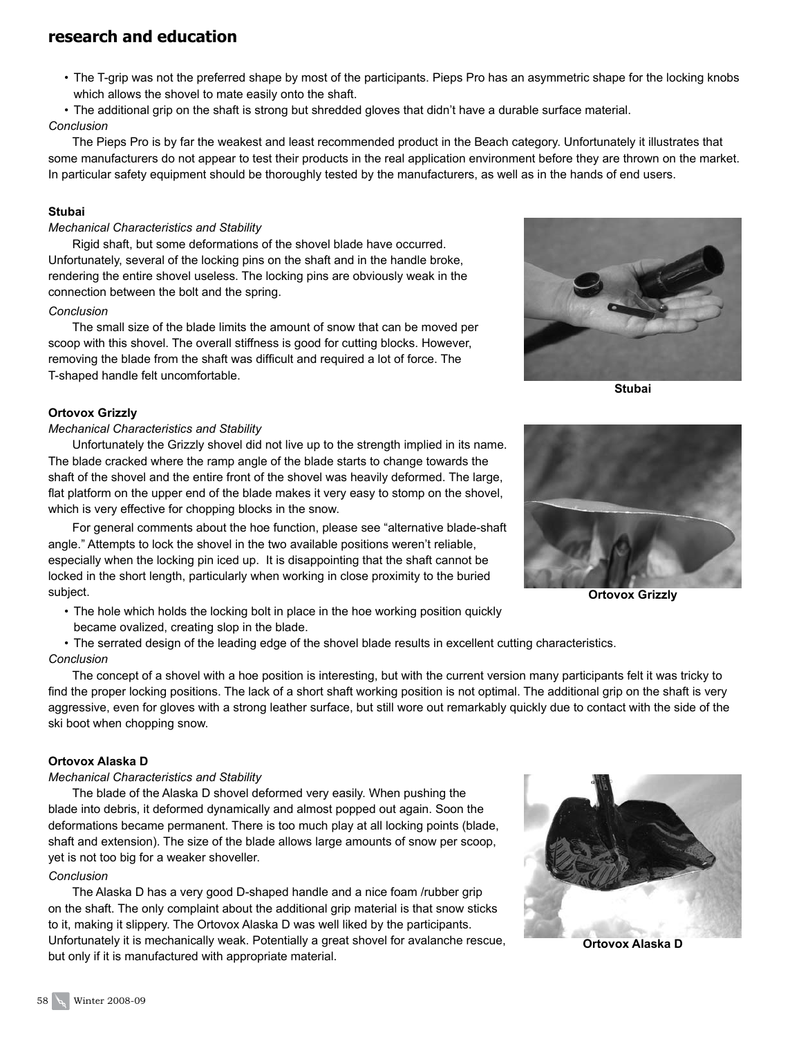- The T-grip was not the preferred shape by most of the participants. Pieps Pro has an asymmetric shape for the locking knobs which allows the shovel to mate easily onto the shaft.
- The additional grip on the shaft is strong but shredded gloves that didn't have a durable surface material.

*Conclusion*

The Pieps Pro is by far the weakest and least recommended product in the Beach category. Unfortunately it illustrates that some manufacturers do not appear to test their products in the real application environment before they are thrown on the market. In particular safety equipment should be thoroughly tested by the manufacturers, as well as in the hands of end users.

**Stubai**

*Mechanical Characteristics and Stability*

Rigid shaft, but some deformations of the shovel blade have occurred. Unfortunately, several of the locking pins on the shaft and in the handle broke, rendering the entire shovel useless. The locking pins are obviously weak in the connection between the bolt and the spring.

*Conclusion*

The small size of the blade limits the amount of snow that can be moved per scoop with this shovel. The overall stiffness is good for cutting blocks. However, removing the blade from the shaft was difficult and required a lot of force. The T-shaped handle felt uncomfortable.

Stubai

**Ortovox Grizzly**

*Mechanical Characteristics and Stability*

Unfortunately the Grizzly shovel did not live up to the strength implied in its name. The blade cracked where the ramp angle of the blade starts to change towards the shaft of the shovel and the entire front of the shovel was heavily deformed. The large, flat platform on the upper end of the blade makes it very easy to stomp on the shovel, which is very effective for chopping blocks in the snow.

For general comments about the hoe function, please see "alternative blade-shaft angle." Attempts to lock the shovel in the two available positions weren't reliable, especially when the locking pin iced up. It is disappointing that the shaft cannot be locked in the short length, particularly when working in close proximity to the buried subject.

- The hole which holds the locking bolt in place in the hoe working position quickly became ovalized, creating slop in the blade.
- The serrated design of the leading edge of the shovel blade results in excellent cutting characteristics.

*Conclusion*

The concept of a shovel with a hoe position is interesting, but with the current version many participants felt it was tricky to find the proper locking positions. The lack of a short shaft working position is not optimal. The additional grip on the shaft is very aggressive, even for gloves with a strong leather surface, but still wore out remarkably quickly due to contact with the side of the ski boot when chopping snow.

Ortovox Grizzly

**Ortovox Alaska D**

*Mechanical Characteristics and Stability*

The blade of the Alaska D shovel deformed very easily. When pushing the blade into debris, it deformed dynamically and almost popped out again. Soon the deformations became permanent. There is too much play at all locking points (blade, shaft and extension). The size of the blade allows large amounts of snow per scoop, yet is not too big for a weaker shoveller.

*Conclusion*

The Alaska D has a very good D-shaped handle and a nice foam /rubber grip on the shaft. The only complaint about the additional grip material is that snow sticks to it, making it slippery. The Ortovox Alaska D was well liked by the participants. Unfortunately it is mechanically weak. Potentially a great shovel for avalanche rescue, but only if it is manufactured with appropriate material.

Ortovox Alaska D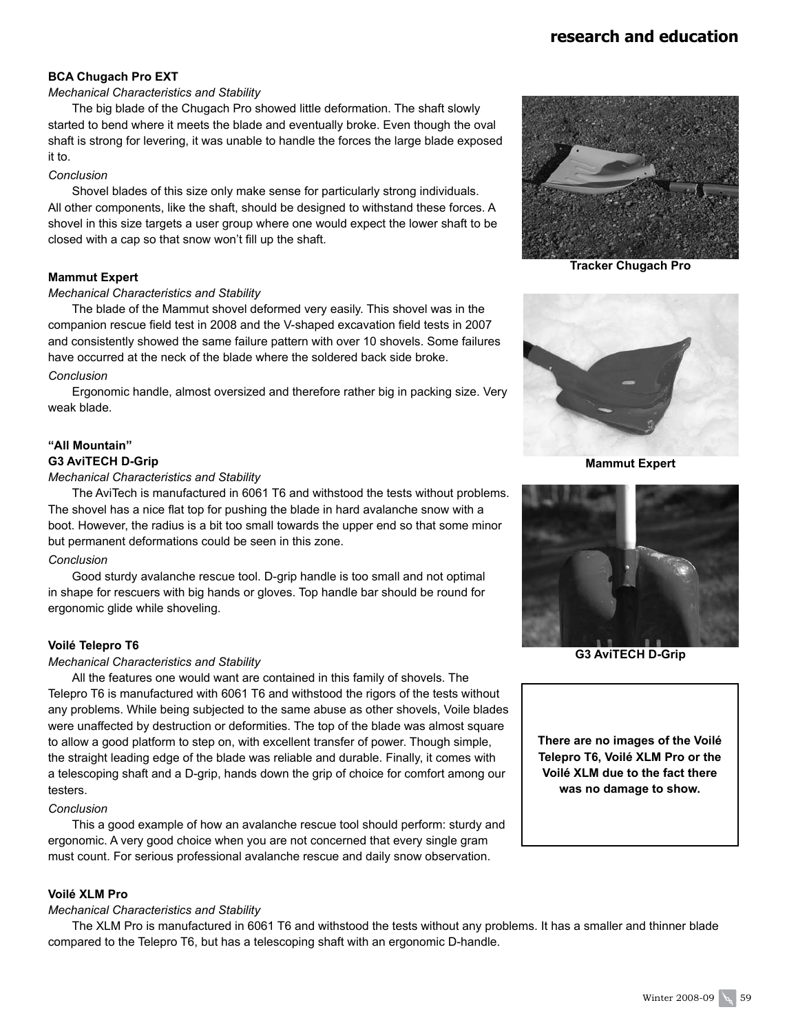### BCA Chugach Pro EXT

*Mechanical Characteristics and Stability*

The big blade of the Chugach Pro showed little deformation. The shaft slowly started to bend where it meets the blade and eventually broke. Even though the oval shaft is strong for levering, it was unable to handle the forces the large blade exposed it to.

*Conclusion*

Shovel blades of this size only make sense for particularly strong individuals. All other components, like the shaft, should be designed to withstand these forces. A shovel in this size targets a user group where one would expect the lower shaft to be closed with a cap so that snow won't fill up the shaft.

**Tracker Chugach Pro**

### Mammut Expert

*Mechanical Characteristics and Stability*

The blade of the Mammut shovel deformed very easily. This shovel was in the companion rescue field test in 2008 and the V-shaped excavation field tests in 2007 and consistently showed the same failure pattern with over 10 shovels. Some failures have occurred at the neck of the blade where the soldered back side broke.

*Conclusion*

Ergonomic handle, almost oversized and therefore rather big in packing size. Very weak blade.

**Mammut Expert**

### "All Mountain"

### G3 AviTECH D-Grip

*Mechanical Characteristics and Stability*

The AviTech is manufactured in 6061 T6 and withstood the tests without problems. The shovel has a nice flat top for pushing the blade in hard avalanche snow with a boot. However, the radius is a bit too small towards the upper end so that some minor but permanent deformations could be seen in this zone.

*Conclusion*

Good sturdy avalanche rescue tool. D-grip handle is too small and not optimal in shape for rescuers with big hands or gloves. Top handle bar should be round for ergonomic glide while shoveling.

**G3 AviTECH D-Grip**

### Voilé Telepro T6

*Mechanical Characteristics and Stability*

All the features one would want are contained in this family of shovels. The Telepro T6 is manufactured with 6061 T6 and withstood the rigors of the tests without any problems. While being subjected to the same abuse as other shovels, Voile blades were unaffected by destruction or deformities. The top of the blade was almost square to allow a good platform to step on, with excellent transfer of power. Though simple, the straight leading edge of the blade was reliable and durable. Finally, it comes with a telescoping shaft and a D-grip, hands down the grip of choice for comfort among our testers.

*Conclusion*

This a good example of how an avalanche rescue tool should perform: sturdy and ergonomic. A very good choice when you are not concerned that every single gram must count. For serious professional avalanche rescue and daily snow observation.

**There are no images of the Voilé Telepro T6, Voilé XLM Pro or the Voilé XLM due to the fact there was no damage to show.**

### Voilé XLM Pro

*Mechanical Characteristics and Stability*

The XLM Pro is manufactured in 6061 T6 and withstood the tests without any problems. It has a smaller and thinner blade compared to the Telepro T6, but has a telescoping shaft with an ergonomic D-handle.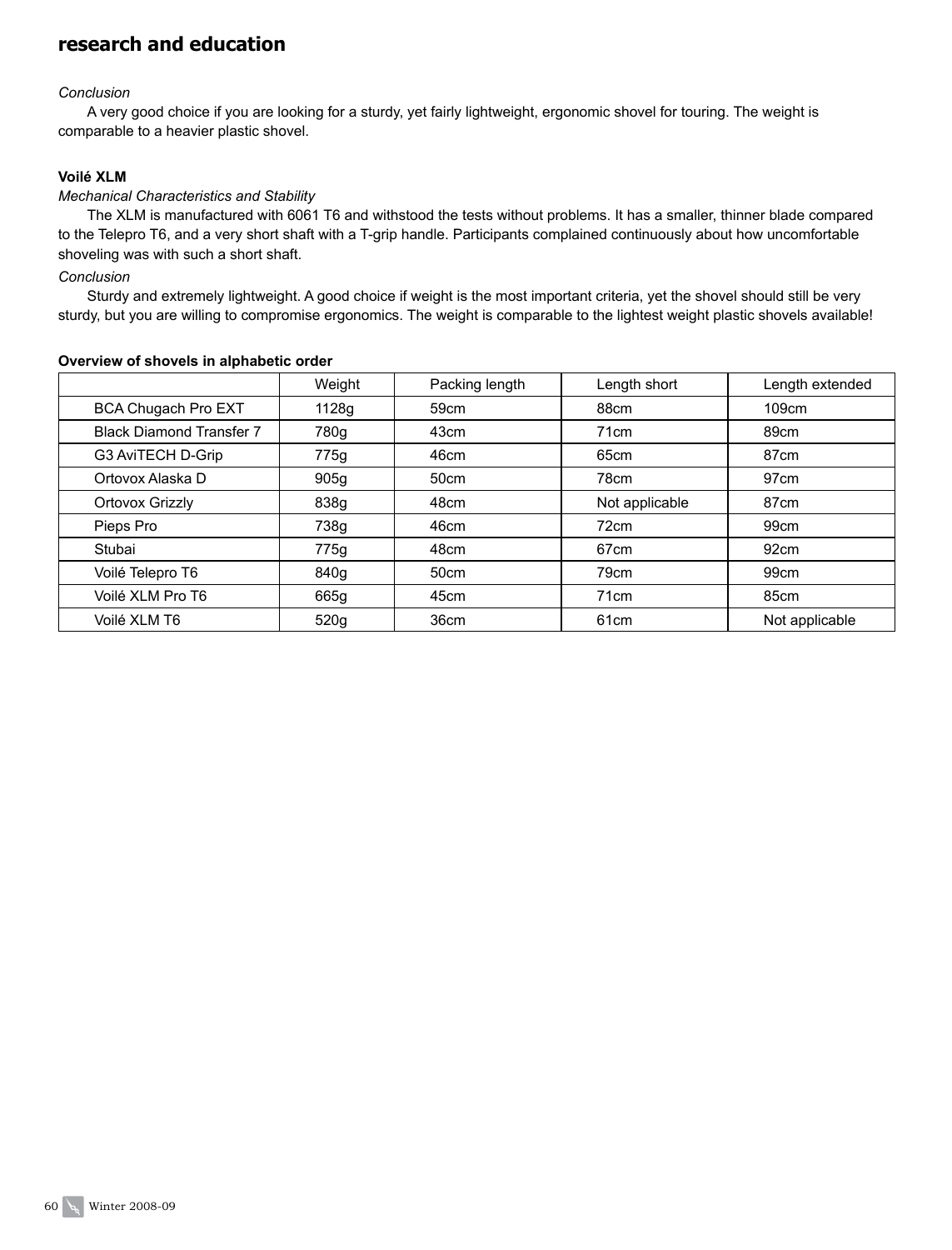## research and education

*Conclusion*

A very good choice if you are looking for a sturdy, yet fairly lightweight, ergonomic shovel for touring. The weight is comparable to a heavier plastic shovel.

**Voilé XLM**

*Mechanical Characteristics and Stability*

The XLM is manufactured with 6061 T6 and withstood the tests without problems. It has a smaller, thinner blade compared to the Telepro T6, and a very short shaft with a T-grip handle. Participants complained continuously about how uncomfortable shoveling was with such a short shaft.

*Conclusion*

Sturdy and extremely lightweight. A good choice if weight is the most important criteria, yet the shovel should still be very sturdy, but you are willing to compromise ergonomics. The weight is comparable to the lightest weight plastic shovels available!

**Overview of shovels in alphabetic order**

| | Weight | Packing length | Length short | Length extended |
|---|---|---|---|---|
| BCA Chugach Pro EXT | 1128g | 59cm | 88cm | 109cm |
| Black Diamond Transfer 7 | 780g | 43cm | 71cm | 89cm |
| G3 AviTECH D-Grip | 775g | 46cm | 65cm | 87cm |
| Ortovox Alaska D | 905g | 50cm | 78cm | 97cm |
| Ortovox Grizzly | 838g | 48cm | Not applicable | 87cm |
| Pieps Pro | 738g | 46cm | 72cm | 99cm |
| Stubai | 775g | 48cm | 67cm | 92cm |
| Voilé Telepro T6 | 840g | 50cm | 79cm | 99cm |
| Voilé XLM Pro T6 | 665g | 45cm | 71cm | 85cm |
| Voilé XLM T6 | 520g | 36cm | 61cm | Not applicable |